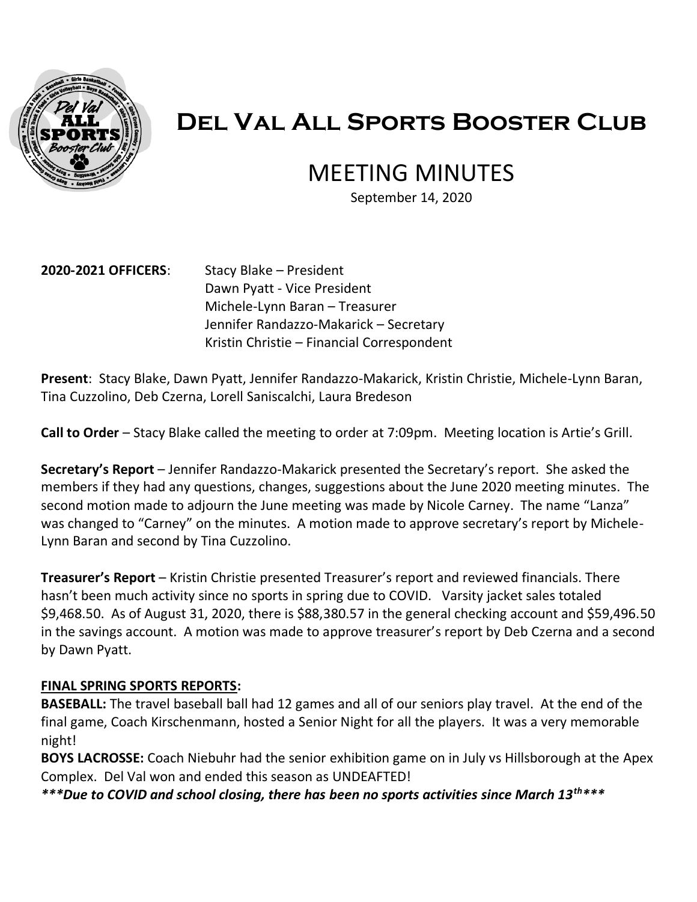# Del Val All Sports Booster Club

## MEETING MINUTES

September 14, 2020

**2020-2021 OFFICERS**: Stacy Blake – President
Dawn Pyatt - Vice President
Michele-Lynn Baran – Treasurer
Jennifer Randazzo-Makarick – Secretary
Kristin Christie – Financial Correspondent

**Present**: Stacy Blake, Dawn Pyatt, Jennifer Randazzo-Makarick, Kristin Christie, Michele-Lynn Baran, Tina Cuzzolino, Deb Czerna, Lorell Saniscalchi, Laura Bredeson

**Call to Order** – Stacy Blake called the meeting to order at 7:09pm. Meeting location is Artie's Grill.

**Secretary's Report** – Jennifer Randazzo-Makarick presented the Secretary's report. She asked the members if they had any questions, changes, suggestions about the June 2020 meeting minutes. The second motion made to adjourn the June meeting was made by Nicole Carney. The name "Lanza" was changed to "Carney" on the minutes. A motion made to approve secretary's report by Michele-Lynn Baran and second by Tina Cuzzolino.

**Treasurer's Report** – Kristin Christie presented Treasurer's report and reviewed financials. There hasn't been much activity since no sports in spring due to COVID. Varsity jacket sales totaled $9,468.50. As of August 31, 2020, there is $88,380.57 in the general checking account and $59,496.50 in the savings account. A motion was made to approve treasurer's report by Deb Czerna and a second by Dawn Pyatt.

**FINAL SPRING SPORTS REPORTS:**

**BASEBALL:** The travel baseball ball had 12 games and all of our seniors play travel. At the end of the final game, Coach Kirschenmann, hosted a Senior Night for all the players. It was a very memorable night!

**BOYS LACROSSE:** Coach Niebuhr had the senior exhibition game on in July vs Hillsborough at the Apex Complex. Del Val won and ended this season as UNDEAFTED!

***\*\*\*Due to COVID and school closing, there has been no sports activities since March 13th\*\*\****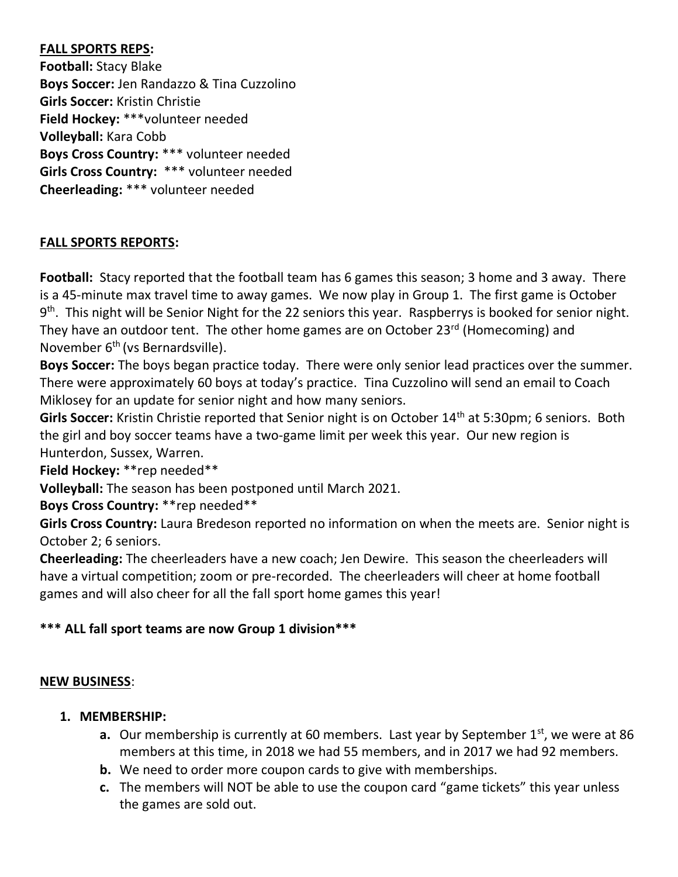**FALL SPORTS REPS:**
**Football:** Stacy Blake
**Boys Soccer:** Jen Randazzo & Tina Cuzzolino
**Girls Soccer:** Kristin Christie
**Field Hockey:** ***volunteer needed
**Volleyball:** Kara Cobb
**Boys Cross Country:** *** volunteer needed
**Girls Cross Country:** *** volunteer needed
**Cheerleading:** *** volunteer needed

**FALL SPORTS REPORTS:**

**Football:** Stacy reported that the football team has 6 games this season; 3 home and 3 away. There is a 45-minute max travel time to away games. We now play in Group 1. The first game is October 9th. This night will be Senior Night for the 22 seniors this year. Raspberrys is booked for senior night. They have an outdoor tent. The other home games are on October 23rd (Homecoming) and November 6th (vs Bernardsville).
**Boys Soccer:** The boys began practice today. There were only senior lead practices over the summer. There were approximately 60 boys at today's practice. Tina Cuzzolino will send an email to Coach Miklosey for an update for senior night and how many seniors.
**Girls Soccer:** Kristin Christie reported that Senior night is on October 14th at 5:30pm; 6 seniors. Both the girl and boy soccer teams have a two-game limit per week this year. Our new region is Hunterdon, Sussex, Warren.
**Field Hockey:** **rep needed**
**Volleyball:** The season has been postponed until March 2021.
**Boys Cross Country:** **rep needed**
**Girls Cross Country:** Laura Bredeson reported no information on when the meets are. Senior night is October 2; 6 seniors.
**Cheerleading:** The cheerleaders have a new coach; Jen Dewire. This season the cheerleaders will have a virtual competition; zoom or pre-recorded. The cheerleaders will cheer at home football games and will also cheer for all the fall sport home games this year!

**\*** ALL fall sport teams are now Group 1 division*****

**NEW BUSINESS**:

1. **MEMBERSHIP:**
   a. Our membership is currently at 60 members. Last year by September 1st, we were at 86 members at this time, in 2018 we had 55 members, and in 2017 we had 92 members.
   b. We need to order more coupon cards to give with memberships.
   c. The members will NOT be able to use the coupon card "game tickets" this year unless the games are sold out.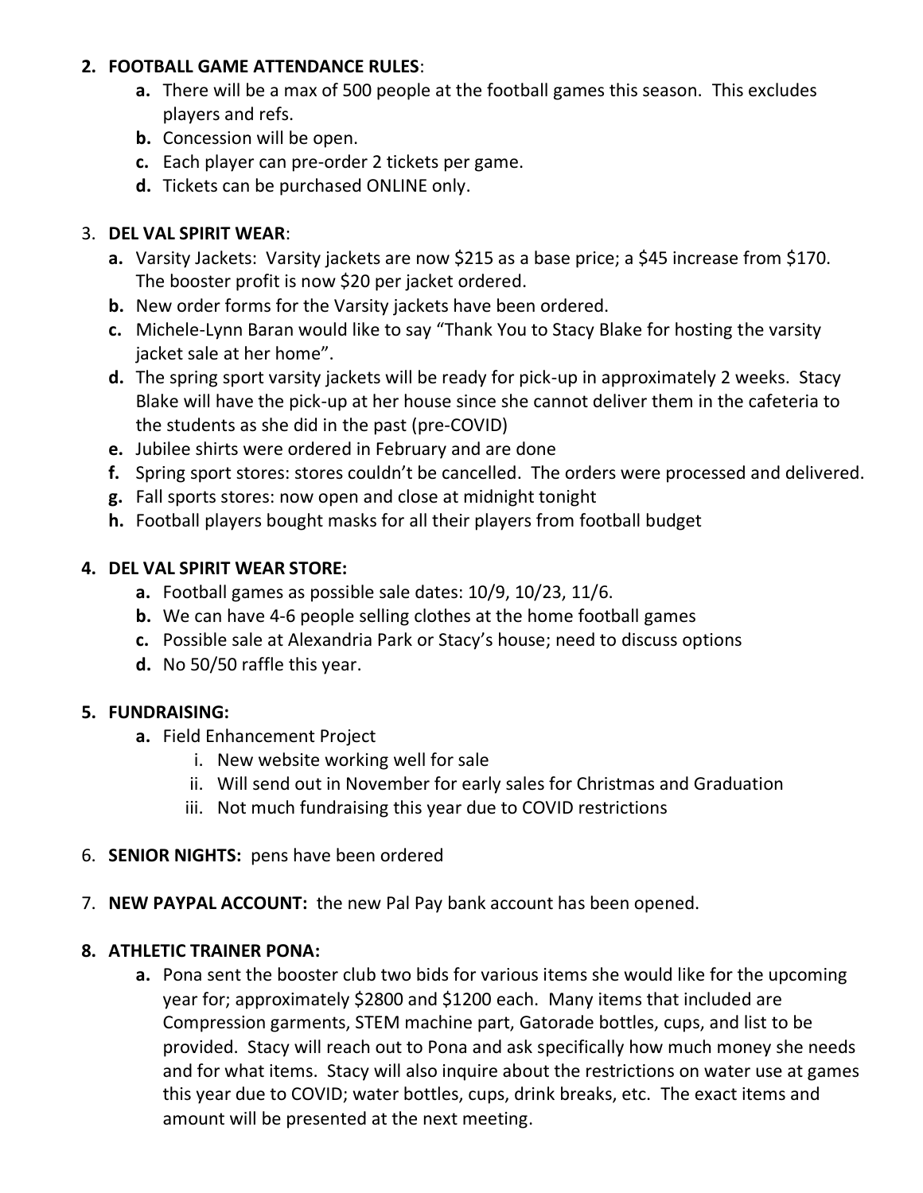2. **FOOTBALL GAME ATTENDANCE RULES**:
    - **a.** There will be a max of 500 people at the football games this season. This excludes players and refs.
    - **b.** Concession will be open.
    - **c.** Each player can pre-order 2 tickets per game.
    - **d.** Tickets can be purchased ONLINE only.

3. **DEL VAL SPIRIT WEAR**:
    - **a.** Varsity Jackets: Varsity jackets are now $215 as a base price; a $45 increase from $170. The booster profit is now $20 per jacket ordered.
    - **b.** New order forms for the Varsity jackets have been ordered.
    - **c.** Michele-Lynn Baran would like to say "Thank You to Stacy Blake for hosting the varsity jacket sale at her home".
    - **d.** The spring sport varsity jackets will be ready for pick-up in approximately 2 weeks. Stacy Blake will have the pick-up at her house since she cannot deliver them in the cafeteria to the students as she did in the past (pre-COVID)
    - **e.** Jubilee shirts were ordered in February and are done
    - **f.** Spring sport stores: stores couldn't be cancelled. The orders were processed and delivered.
    - **g.** Fall sports stores: now open and close at midnight tonight
    - **h.** Football players bought masks for all their players from football budget

4. **DEL VAL SPIRIT WEAR STORE:**
    - **a.** Football games as possible sale dates: 10/9, 10/23, 11/6.
    - **b.** We can have 4-6 people selling clothes at the home football games
    - **c.** Possible sale at Alexandria Park or Stacy's house; need to discuss options
    - **d.** No 50/50 raffle this year.

5. **FUNDRAISING:**
    - **a.** Field Enhancement Project
        - i. New website working well for sale
        - ii. Will send out in November for early sales for Christmas and Graduation
        - iii. Not much fundraising this year due to COVID restrictions

6. **SENIOR NIGHTS:** pens have been ordered

7. **NEW PAYPAL ACCOUNT:** the new Pal Pay bank account has been opened.

8. **ATHLETIC TRAINER PONA:**
    - **a.** Pona sent the booster club two bids for various items she would like for the upcoming year for; approximately $2800 and $1200 each. Many items that included are Compression garments, STEM machine part, Gatorade bottles, cups, and list to be provided. Stacy will reach out to Pona and ask specifically how much money she needs and for what items. Stacy will also inquire about the restrictions on water use at games this year due to COVID; water bottles, cups, drink breaks, etc. The exact items and amount will be presented at the next meeting.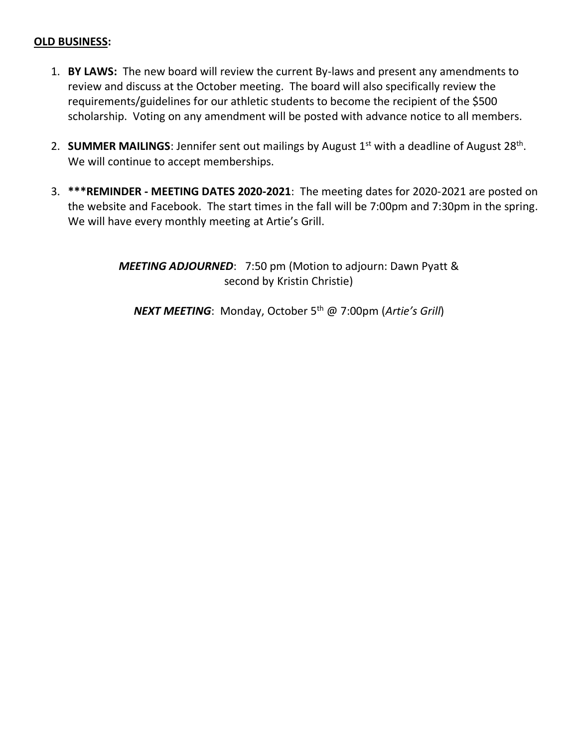**OLD BUSINESS:**

1. **BY LAWS:** The new board will review the current By-laws and present any amendments to review and discuss at the October meeting. The board will also specifically review the requirements/guidelines for our athletic students to become the recipient of the $500 scholarship. Voting on any amendment will be posted with advance notice to all members.

2. **SUMMER MAILINGS**: Jennifer sent out mailings by August 1st with a deadline of August 28th. We will continue to accept memberships.

3. **\*\*\*REMINDER - MEETING DATES 2020-2021**: The meeting dates for 2020-2021 are posted on the website and Facebook. The start times in the fall will be 7:00pm and 7:30pm in the spring. We will have every monthly meeting at Artie's Grill.

***MEETING ADJOURNED***: 7:50 pm (Motion to adjourn: Dawn Pyatt & second by Kristin Christie)

***NEXT MEETING***: Monday, October 5th @ 7:00pm (*Artie's Grill*)